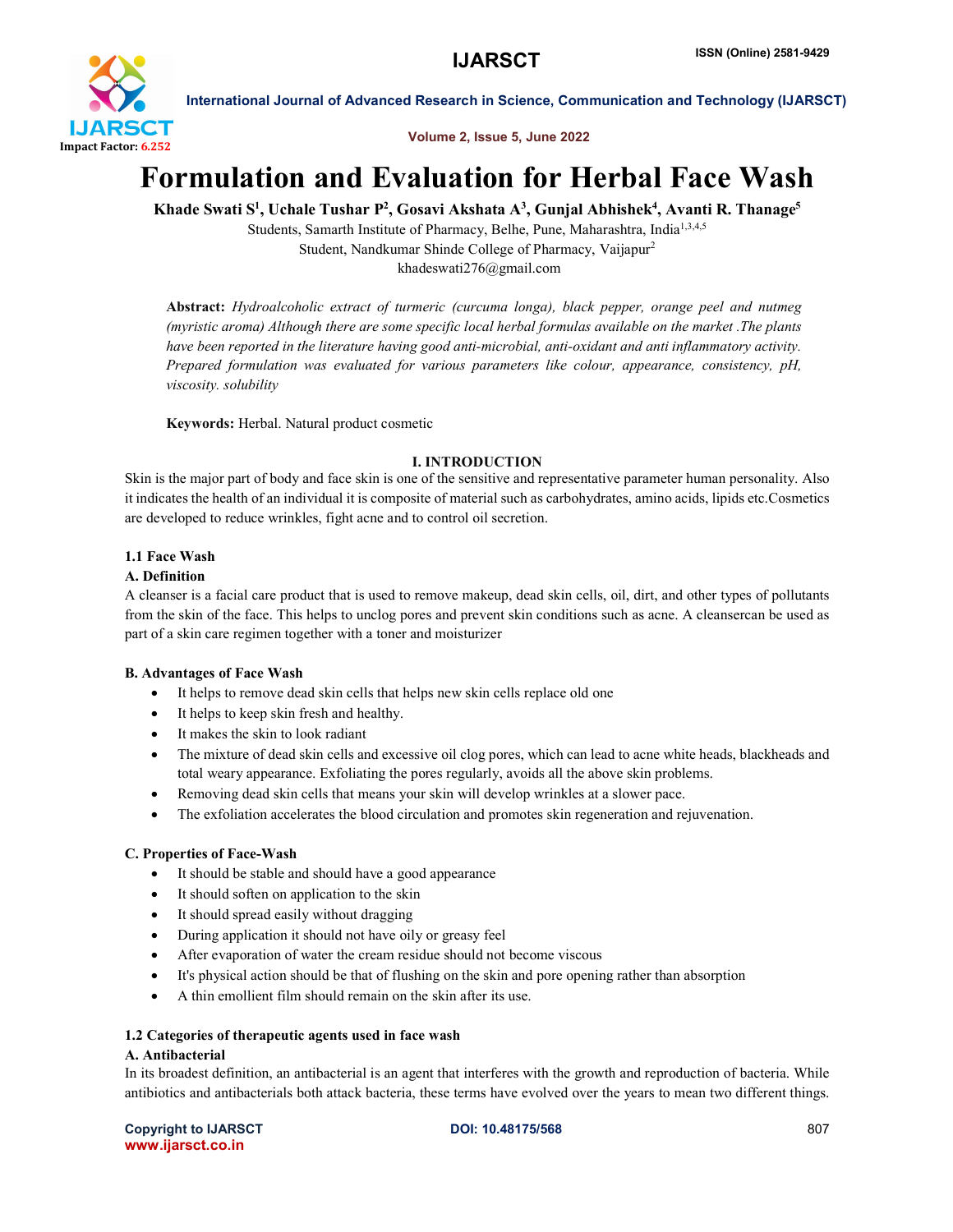# Formulation and Evaluation for Herbal Face Wash

**Khade Swati S[1], Uchale Tushar P[2], Gosavi Akshata A[3], Gunjal Abhishek[4], Avanti R. Thanage[5]**

Students, Samarth Institute of Pharmacy, Belhe, Pune, Maharashtra, India[1,3,4,5]

Student, Nandkumar Shinde College of Pharmacy, Vaijapur[2]

khadeswati276@gmail.com

**Abstract:** *Hydroalcoholic extract of turmeric (curcuma longa), black pepper, orange peel and nutmeg (myristic aroma) Although there are some specific local herbal formulas available on the market .The plants have been reported in the literature having good anti-microbial, anti-oxidant and anti inflammatory activity. Prepared formulation was evaluated for various parameters like colour, appearance, consistency, pH, viscosity. solubility*

**Keywords:** Herbal. Natural product cosmetic

## I. INTRODUCTION

Skin is the major part of body and face skin is one of the sensitive and representative parameter human personality. Also it indicates the health of an individual it is composite of material such as carbohydrates, amino acids, lipids etc.Cosmetics are developed to reduce wrinkles, fight acne and to control oil secretion.

### 1.1 Face Wash

#### A. Definition

A cleanser is a facial care product that is used to remove makeup, dead skin cells, oil, dirt, and other types of pollutants from the skin of the face. This helps to unclog pores and prevent skin conditions such as acne. A cleansercan be used as part of a skin care regimen together with a toner and moisturizer

#### B. Advantages of Face Wash

- It helps to remove dead skin cells that helps new skin cells replace old one
- It helps to keep skin fresh and healthy.
- It makes the skin to look radiant
- The mixture of dead skin cells and excessive oil clog pores, which can lead to acne white heads, blackheads and total weary appearance. Exfoliating the pores regularly, avoids all the above skin problems.
- Removing dead skin cells that means your skin will develop wrinkles at a slower pace.
- The exfoliation accelerates the blood circulation and promotes skin regeneration and rejuvenation.

#### C. Properties of Face-Wash

- It should be stable and should have a good appearance
- It should soften on application to the skin
- It should spread easily without dragging
- During application it should not have oily or greasy feel
- After evaporation of water the cream residue should not become viscous
- It's physical action should be that of flushing on the skin and pore opening rather than absorption
- A thin emollient film should remain on the skin after its use.

### 1.2 Categories of therapeutic agents used in face wash

#### A. Antibacterial

In its broadest definition, an antibacterial is an agent that interferes with the growth and reproduction of bacteria. While antibiotics and antibacterials both attack bacteria, these terms have evolved over the years to mean two different things.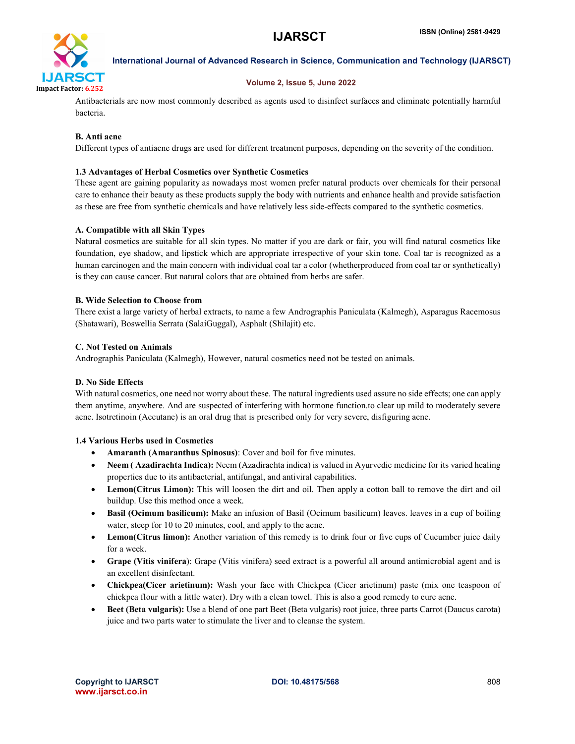Antibacterials are now most commonly described as agents used to disinfect surfaces and eliminate potentially harmful bacteria.

**B. Anti acne**

Different types of antiacne drugs are used for different treatment purposes, depending on the severity of the condition.

### 1.3 Advantages of Herbal Cosmetics over Synthetic Cosmetics

These agent are gaining popularity as nowadays most women prefer natural products over chemicals for their personal care to enhance their beauty as these products supply the body with nutrients and enhance health and provide satisfaction as these are free from synthetic chemicals and have relatively less side-effects compared to the synthetic cosmetics.

**A. Compatible with all Skin Types**

Natural cosmetics are suitable for all skin types. No matter if you are dark or fair, you will find natural cosmetics like foundation, eye shadow, and lipstick which are appropriate irrespective of your skin tone. Coal tar is recognized as a human carcinogen and the main concern with individual coal tar a color (whetherproduced from coal tar or synthetically) is they can cause cancer. But natural colors that are obtained from herbs are safer.

**B. Wide Selection to Choose from**

There exist a large variety of herbal extracts, to name a few Andrographis Paniculata (Kalmegh), Asparagus Racemosus (Shatawari), Boswellia Serrata (SalaiGuggal), Asphalt (Shilajit) etc.

**C. Not Tested on Animals**

Andrographis Paniculata (Kalmegh), However, natural cosmetics need not be tested on animals.

**D. No Side Effects**

With natural cosmetics, one need not worry about these. The natural ingredients used assure no side effects; one can apply them anytime, anywhere. And are suspected of interfering with hormone function.to clear up mild to moderately severe acne. Isotretinoin (Accutane) is an oral drug that is prescribed only for very severe, disfiguring acne.

### 1.4 Various Herbs used in Cosmetics

- **Amaranth (Amaranthus Spinosus)**: Cover and boil for five minutes.
- **Neem ( Azadirachta Indica):** Neem (Azadirachta indica) is valued in Ayurvedic medicine for its varied healing properties due to its antibacterial, antifungal, and antiviral capabilities.
- **Lemon(Citrus Limon):** This will loosen the dirt and oil. Then apply a cotton ball to remove the dirt and oil buildup. Use this method once a week.
- **Basil (Ocimum basilicum):** Make an infusion of Basil (Ocimum basilicum) leaves. leaves in a cup of boiling water, steep for 10 to 20 minutes, cool, and apply to the acne.
- **Lemon(Citrus limon):** Another variation of this remedy is to drink four or five cups of Cucumber juice daily for a week.
- **Grape (Vitis vinifera)**: Grape (Vitis vinifera) seed extract is a powerful all around antimicrobial agent and is an excellent disinfectant.
- **Chickpea(Cicer arietinum):** Wash your face with Chickpea (Cicer arietinum) paste (mix one teaspoon of chickpea flour with a little water). Dry with a clean towel. This is also a good remedy to cure acne.
- **Beet (Beta vulgaris):** Use a blend of one part Beet (Beta vulgaris) root juice, three parts Carrot (Daucus carota) juice and two parts water to stimulate the liver and to cleanse the system.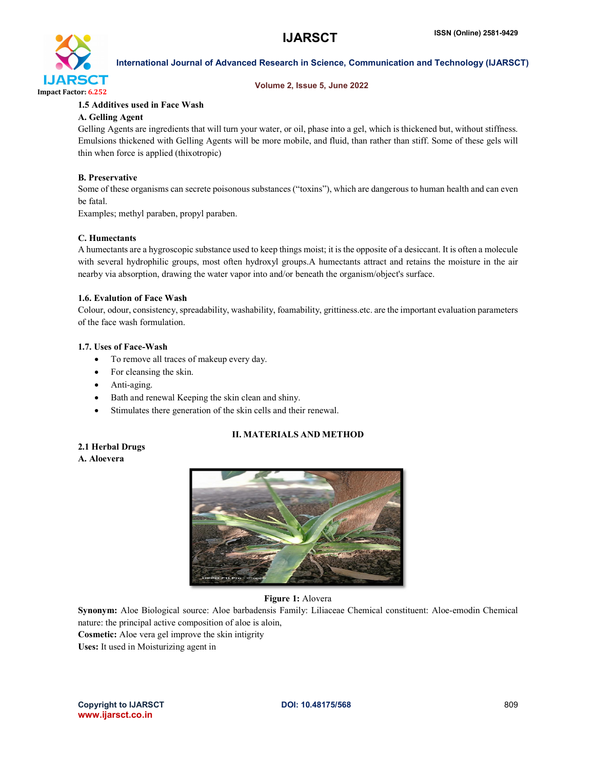### 1.5 Additives used in Face Wash

**A. Gelling Agent**

Gelling Agents are ingredients that will turn your water, or oil, phase into a gel, which is thickened but, without stiffness. Emulsions thickened with Gelling Agents will be more mobile, and fluid, than rather than stiff. Some of these gels will thin when force is applied (thixotropic)

**B. Preservative**

Some of these organisms can secrete poisonous substances ("toxins"), which are dangerous to human health and can even be fatal.

Examples; methyl paraben, propyl paraben.

**C. Humectants**

A humectants are a hygroscopic substance used to keep things moist; it is the opposite of a desiccant. It is often a molecule with several hydrophilic groups, most often hydroxyl groups.A humectants attract and retains the moisture in the air nearby via absorption, drawing the water vapor into and/or beneath the organism/object's surface.

### 1.6. Evalution of Face Wash

Colour, odour, consistency, spreadability, washability, foamability, grittiness.etc. are the important evaluation parameters of the face wash formulation.

### 1.7. Uses of Face-Wash

- To remove all traces of makeup every day.
- For cleansing the skin.
- Anti-aging.
- Bath and renewal Keeping the skin clean and shiny.
- Stimulates there generation of the skin cells and their renewal.

## II. MATERIALS AND METHOD

### 2.1 Herbal Drugs

**A. Aloevera**

**Figure 1:** Alovera

**Synonym:** Aloe Biological source: Aloe barbadensis Family: Liliaceae Chemical constituent: Aloe-emodin Chemical nature: the principal active composition of aloe is aloin,

**Cosmetic:** Aloe vera gel improve the skin intigrity

**Uses:** It used in Moisturizing agent in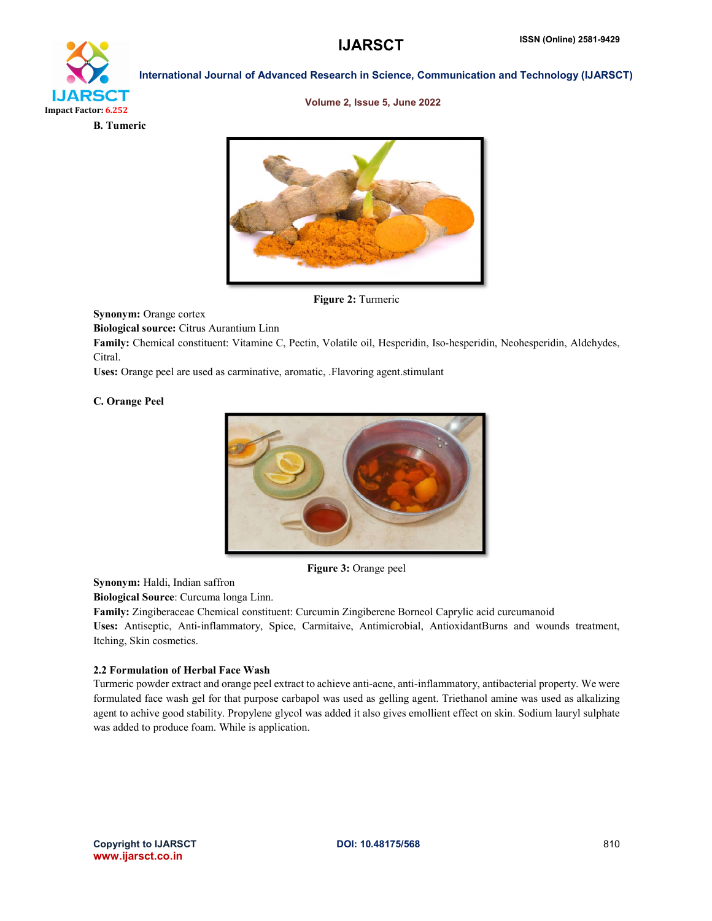**B. Tumeric**

**Figure 2:** Turmeric

**Synonym:** Orange cortex
**Biological source:** Citrus Aurantium Linn
**Family:** Chemical constituent: Vitamine C, Pectin, Volatile oil, Hesperidin, Iso-hesperidin, Neohesperidin, Aldehydes, Citral.
**Uses:** Orange peel are used as carminative, aromatic, .Flavoring agent.stimulant

**C. Orange Peel**

**Figure 3:** Orange peel

**Synonym:** Haldi, Indian saffron
**Biological Source**: Curcuma longa Linn.
**Family:** Zingiberaceae Chemical constituent: Curcumin Zingiberene Borneol Caprylic acid curcumanoid
**Uses:** Antiseptic, Anti-inflammatory, Spice, Carmitaive, Antimicrobial, AntioxidantBurns and wounds treatment, Itching, Skin cosmetics.

### 2.2 Formulation of Herbal Face Wash

Turmeric powder extract and orange peel extract to achieve anti-acne, anti-inflammatory, antibacterial property. We were formulated face wash gel for that purpose carbapol was used as gelling agent. Triethanol amine was used as alkalizing agent to achive good stability. Propylene glycol was added it also gives emollient effect on skin. Sodium lauryl sulphate was added to produce foam. While is application.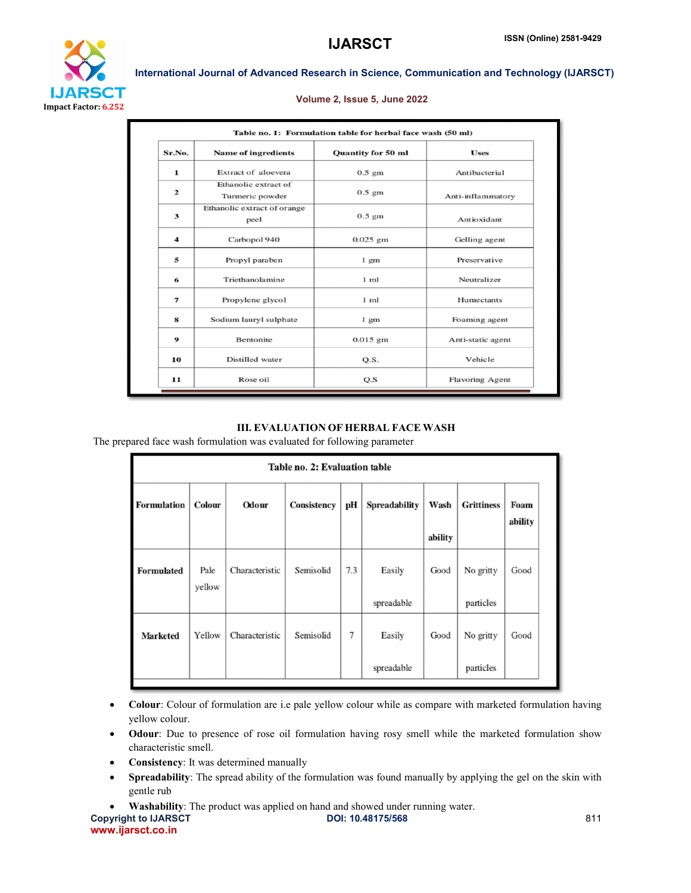Table no. 1: Formulation table for herbal face wash (50 ml)

| Sr.No. | Name of ingredients | Quantity for 50 ml | Uses |
|---|---|---|---|
| 1 | Extract of aloevera | 0.5 gm | Antibacterial |
| 2 | Ethanolic extract of Turmeric powder | 0.5 gm | Anti-inflammatory |
| 3 | Ethanolic extract of orange peel | 0.5 gm | Antioxidant |
| 4 | Carbopol 940 | 0.025 gm | Gelling agent |
| 5 | Propyl paraben | 1 gm | Preservative |
| 6 | Triethanolamine | 1 ml | Neutralizer |
| 7 | Propylene glycol | 1 ml | Humectants |
| 8 | Sodium lauryl sulphate | 1 gm | Foaming agent |
| 9 | Bentonite | 0.015 gm | Anti-static agent |
| 10 | Distilled water | Q.S. | Vehicle |
| 11 | Rose oil | Q.S | Flavoring Agent |

## III. EVALUATION OF HERBAL FACE WASH

The prepared face wash formulation was evaluated for following parameter

Table no. 2: Evaluation table

| Formulation | Colour | Odour | Consistency | pH | Spreadability | Wash ability | Grittiness | Foam ability |
|---|---|---|---|---|---|---|---|---|
| Formulated | Pale yellow | Characteristic | Semisolid | 7.3 | Easily spreadable | Good | No gritty particles | Good |
| Marketed | Yellow | Characteristic | Semisolid | 7 | Easily spreadable | Good | No gritty particles | Good |

- **Colour**: Colour of formulation are i.e pale yellow colour while as compare with marketed formulation having yellow colour.
- **Odour**: Due to presence of rose oil formulation having rosy smell while the marketed formulation show characteristic smell.
- **Consistency**: It was determined manually
- **Spreadability**: The spread ability of the formulation was found manually by applying the gel on the skin with gentle rub
- **Washability**: The product was applied on hand and showed under running water.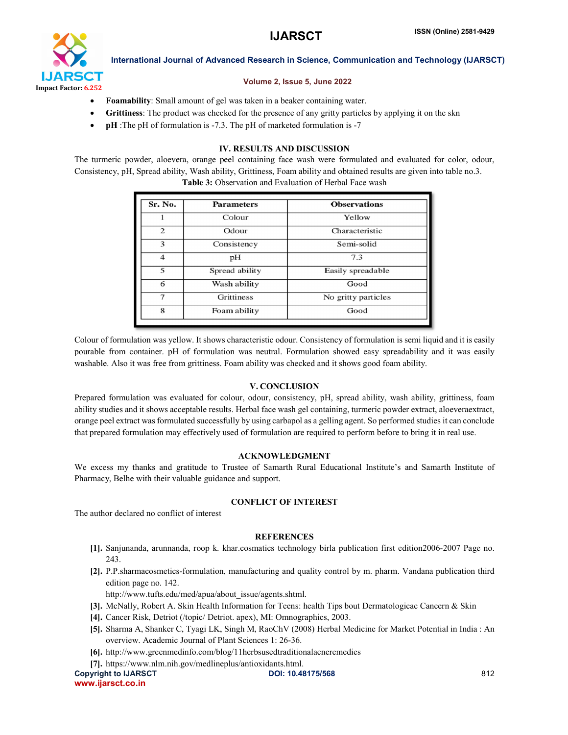- **Foamability**: Small amount of gel was taken in a beaker containing water.
- **Grittiness**: The product was checked for the presence of any gritty particles by applying it on the skn
- **pH** :The pH of formulation is -7.3. The pH of marketed formulation is -7

## IV. RESULTS AND DISCUSSION

The turmeric powder, aloevera, orange peel containing face wash were formulated and evaluated for color, odour, Consistency, pH, Spread ability, Wash ability, Grittiness, Foam ability and obtained results are given into table no.3.

**Table 3:** Observation and Evaluation of Herbal Face wash

| Sr. No. | Parameters | Observations |
|---|---|---|
| 1 | Colour | Yellow |
| 2 | Odour | Characteristic |
| 3 | Consistency | Semi-solid |
| 4 | pH | 7.3 |
| 5 | Spread ability | Easily spreadable |
| 6 | Wash ability | Good |
| 7 | Grittiness | No gritty particles |
| 8 | Foam ability | Good |

Colour of formulation was yellow. It shows characteristic odour. Consistency of formulation is semi liquid and it is easily pourable from container. pH of formulation was neutral. Formulation showed easy spreadability and it was easily washable. Also it was free from grittiness. Foam ability was checked and it shows good foam ability.

## V. CONCLUSION

Prepared formulation was evaluated for colour, odour, consistency, pH, spread ability, wash ability, grittiness, foam ability studies and it shows acceptable results. Herbal face wash gel containing, turmeric powder extract, aloeveraextract, orange peel extract was formulated successfully by using carbapol as a gelling agent. So performed studies it can conclude that prepared formulation may effectively used of formulation are required to perform before to bring it in real use.

## ACKNOWLEDGMENT

We excess my thanks and gratitude to Trustee of Samarth Rural Educational Institute's and Samarth Institute of Pharmacy, Belhe with their valuable guidance and support.

## CONFLICT OF INTEREST

The author declared no conflict of interest

## REFERENCES

[1]. Sanjunanda, arunnanda, roop k. khar.cosmatics technology birla publication first edition2006-2007 Page no. 243.

[2]. P.P.sharmacosmetics-formulation, manufacturing and quality control by m. pharm. Vandana publication third edition page no. 142.
http://www.tufts.edu/med/apua/about_issue/agents.shtml.

[3]. McNally, Robert A. Skin Health Information for Teens: health Tips bout Dermatologicac Cancern & Skin

[4]. Cancer Risk, Detriot (/topic/ Detriot. apex), MI: Omnographics, 2003.

[5]. Sharma A, Shanker C, Tyagi LK, Singh M, RaoChV (2008) Herbal Medicine for Market Potential in India : An overview. Academic Journal of Plant Sciences 1: 26-36.

[6]. http://www.greenmedinfo.com/blog/11herbsusedtraditionalacneremedies

[7]. https://www.nlm.nih.gov/medlineplus/antioxidants.html.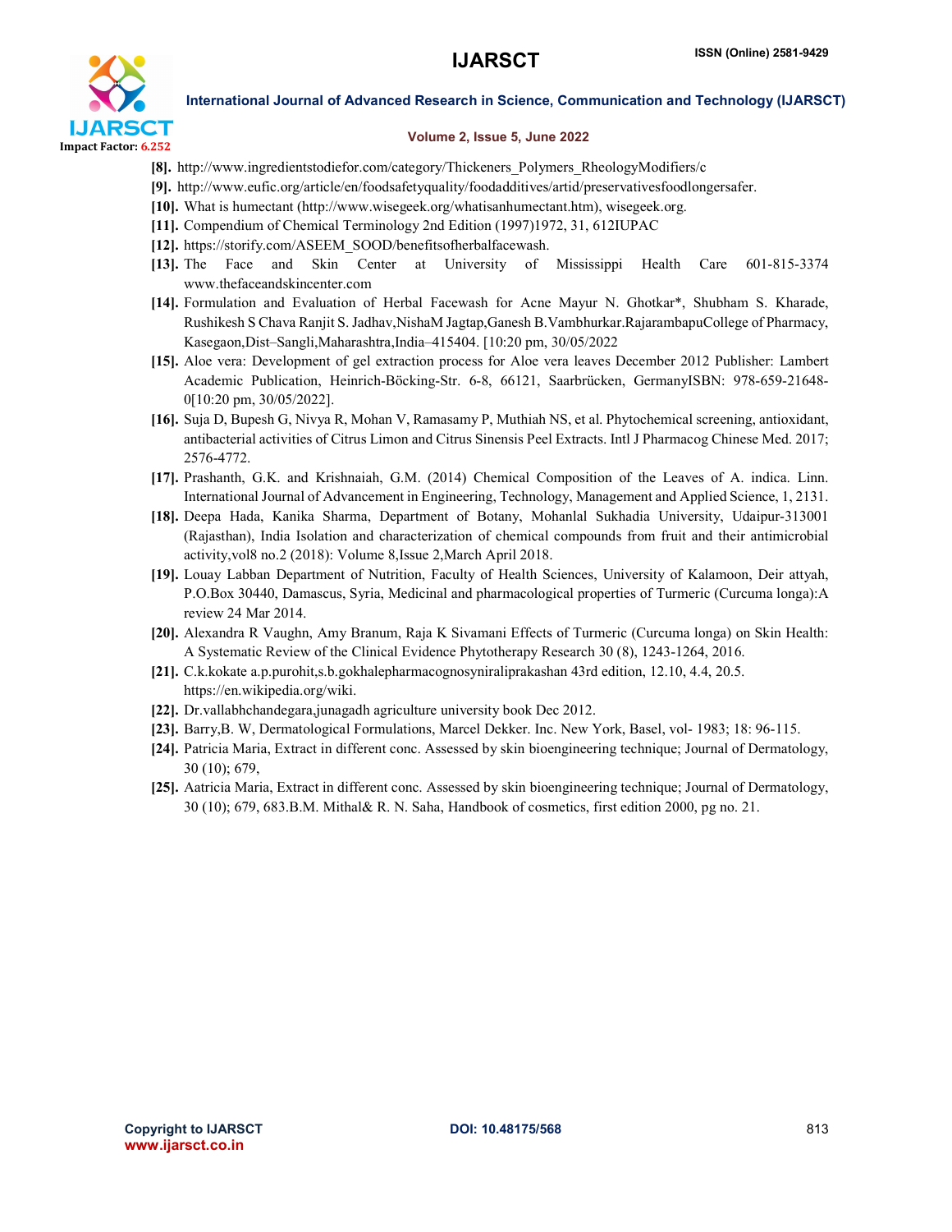[8]. http://www.ingredientstodiefor.com/category/Thickeners_Polymers_RheologyModifiers/c

[9]. http://www.eufic.org/article/en/foodsafetyquality/foodadditives/artid/preservativesfoodlongersafer.

[10]. What is humectant (http://www.wisegeek.org/whatisanhumectant.htm), wisegeek.org.

[11]. Compendium of Chemical Terminology 2nd Edition (1997)1972, 31, 612IUPAC

[12]. https://storify.com/ASEEM_SOOD/benefitsofherbalfacewash.

[13]. The Face and Skin Center at University of Mississippi Health Care 601-815-3374 www.thefaceandskincenter.com

[14]. Formulation and Evaluation of Herbal Facewash for Acne Mayur N. Ghotkar*, Shubham S. Kharade, Rushikesh S Chava Ranjit S. Jadhav,NishaM Jagtap,Ganesh B.Vambhurkar.RajarambapuCollege of Pharmacy, Kasegaon,Dist–Sangli,Maharashtra,India–415404. [10:20 pm, 30/05/2022

[15]. Aloe vera: Development of gel extraction process for Aloe vera leaves December 2012 Publisher: Lambert Academic Publication, Heinrich-Böcking-Str. 6-8, 66121, Saarbrücken, GermanyISBN: 978-659-21648-0[10:20 pm, 30/05/2022].

[16]. Suja D, Bupesh G, Nivya R, Mohan V, Ramasamy P, Muthiah NS, et al. Phytochemical screening, antioxidant, antibacterial activities of Citrus Limon and Citrus Sinensis Peel Extracts. Intl J Pharmacog Chinese Med. 2017; 2576-4772.

[17]. Prashanth, G.K. and Krishnaiah, G.M. (2014) Chemical Composition of the Leaves of A. indica. Linn. International Journal of Advancement in Engineering, Technology, Management and Applied Science, 1, 2131.

[18]. Deepa Hada, Kanika Sharma, Department of Botany, Mohanlal Sukhadia University, Udaipur-313001 (Rajasthan), India Isolation and characterization of chemical compounds from fruit and their antimicrobial activity,vol8 no.2 (2018): Volume 8,Issue 2,March April 2018.

[19]. Louay Labban Department of Nutrition, Faculty of Health Sciences, University of Kalamoon, Deir attyah, P.O.Box 30440, Damascus, Syria, Medicinal and pharmacological properties of Turmeric (Curcuma longa):A review 24 Mar 2014.

[20]. Alexandra R Vaughn, Amy Branum, Raja K Sivamani Effects of Turmeric (Curcuma longa) on Skin Health: A Systematic Review of the Clinical Evidence Phytotherapy Research 30 (8), 1243-1264, 2016.

[21]. C.k.kokate a.p.purohit,s.b.gokhalepharmacognosyniraliprakashan 43rd edition, 12.10, 4.4, 20.5. https://en.wikipedia.org/wiki.

[22]. Dr.vallabhchandegara,junagadh agriculture university book Dec 2012.

[23]. Barry,B. W, Dermatological Formulations, Marcel Dekker. Inc. New York, Basel, vol- 1983; 18: 96-115.

[24]. Patricia Maria, Extract in different conc. Assessed by skin bioengineering technique; Journal of Dermatology, 30 (10); 679,

[25]. Aatricia Maria, Extract in different conc. Assessed by skin bioengineering technique; Journal of Dermatology, 30 (10); 679, 683.B.M. Mithal& R. N. Saha, Handbook of cosmetics, first edition 2000, pg no. 21.